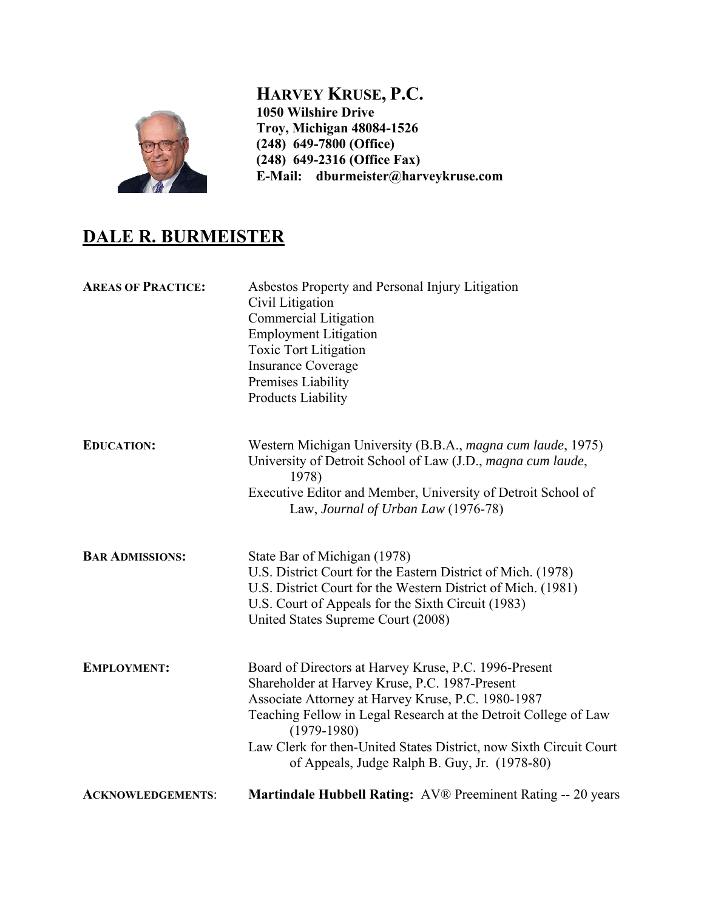**HARVEY KRUSE, P.C.**
**1050 Wilshire Drive**
**Troy, Michigan 48084-1526**
**(248) 649-7800 (Office)**
**(248) 649-2316 (Office Fax)**
**E-Mail: dburmeister@harveykruse.com**

# DALE R. BURMEISTER

**AREAS OF PRACTICE:**

Asbestos Property and Personal Injury Litigation
Civil Litigation
Commercial Litigation
Employment Litigation
Toxic Tort Litigation
Insurance Coverage
Premises Liability
Products Liability

**EDUCATION:**

Western Michigan University (B.B.A., *magna cum laude*, 1975)
University of Detroit School of Law (J.D., *magna cum laude*, 1978)
Executive Editor and Member, University of Detroit School of Law, *Journal of Urban Law* (1976-78)

**BAR ADMISSIONS:**

State Bar of Michigan (1978)
U.S. District Court for the Eastern District of Mich. (1978)
U.S. District Court for the Western District of Mich. (1981)
U.S. Court of Appeals for the Sixth Circuit (1983)
United States Supreme Court (2008)

**EMPLOYMENT:**

Board of Directors at Harvey Kruse, P.C. 1996-Present
Shareholder at Harvey Kruse, P.C. 1987-Present
Associate Attorney at Harvey Kruse, P.C. 1980-1987
Teaching Fellow in Legal Research at the Detroit College of Law (1979-1980)
Law Clerk for then-United States District, now Sixth Circuit Court of Appeals, Judge Ralph B. Guy, Jr. (1978-80)

**ACKNOWLEDGEMENTS:**

**Martindale Hubbell Rating:** AV® Preeminent Rating -- 20 years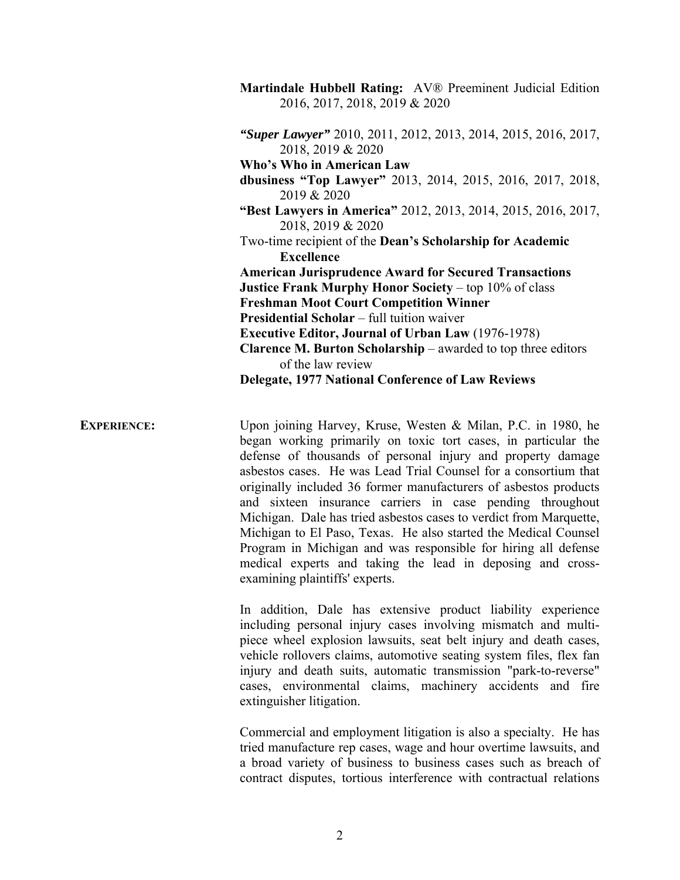**Martindale Hubbell Rating:** AV® Preeminent Judicial Edition 2016, 2017, 2018, 2019 & 2020

***"Super Lawyer"*** 2010, 2011, 2012, 2013, 2014, 2015, 2016, 2017, 2018, 2019 & 2020
**Who's Who in American Law**
**dbusiness "Top Lawyer"** 2013, 2014, 2015, 2016, 2017, 2018, 2019 & 2020
**"Best Lawyers in America"** 2012, 2013, 2014, 2015, 2016, 2017, 2018, 2019 & 2020
Two-time recipient of the **Dean's Scholarship for Academic Excellence**
**American Jurisprudence Award for Secured Transactions**
**Justice Frank Murphy Honor Society** – top 10% of class
**Freshman Moot Court Competition Winner**
**Presidential Scholar** – full tuition waiver
**Executive Editor, Journal of Urban Law** (1976-1978)
**Clarence M. Burton Scholarship** – awarded to top three editors of the law review
**Delegate, 1977 National Conference of Law Reviews**

**EXPERIENCE:**

Upon joining Harvey, Kruse, Westen & Milan, P.C. in 1980, he began working primarily on toxic tort cases, in particular the defense of thousands of personal injury and property damage asbestos cases. He was Lead Trial Counsel for a consortium that originally included 36 former manufacturers of asbestos products and sixteen insurance carriers in case pending throughout Michigan. Dale has tried asbestos cases to verdict from Marquette, Michigan to El Paso, Texas. He also started the Medical Counsel Program in Michigan and was responsible for hiring all defense medical experts and taking the lead in deposing and cross-examining plaintiffs' experts.

In addition, Dale has extensive product liability experience including personal injury cases involving mismatch and multi-piece wheel explosion lawsuits, seat belt injury and death cases, vehicle rollovers claims, automotive seating system files, flex fan injury and death suits, automatic transmission "park-to-reverse" cases, environmental claims, machinery accidents and fire extinguisher litigation.

Commercial and employment litigation is also a specialty. He has tried manufacture rep cases, wage and hour overtime lawsuits, and a broad variety of business to business cases such as breach of contract disputes, tortious interference with contractual relations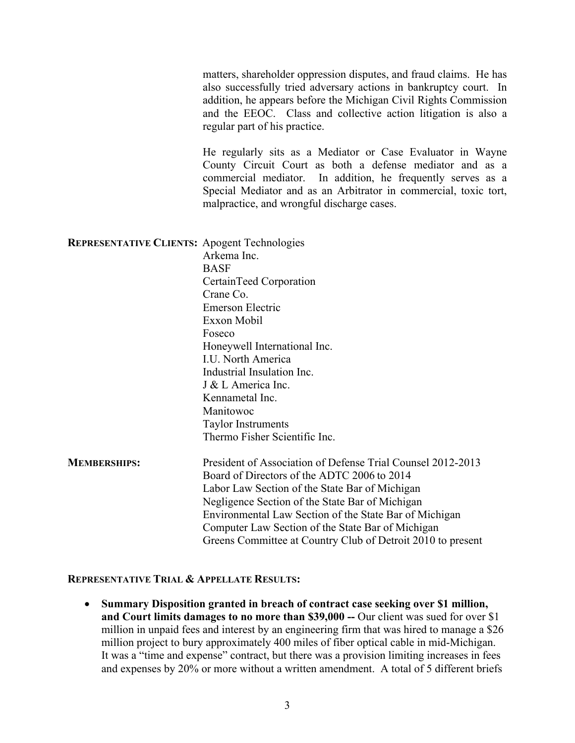matters, shareholder oppression disputes, and fraud claims. He has also successfully tried adversary actions in bankruptcy court. In addition, he appears before the Michigan Civil Rights Commission and the EEOC. Class and collective action litigation is also a regular part of his practice.

He regularly sits as a Mediator or Case Evaluator in Wayne County Circuit Court as both a defense mediator and as a commercial mediator. In addition, he frequently serves as a Special Mediator and as an Arbitrator in commercial, toxic tort, malpractice, and wrongful discharge cases.

**REPRESENTATIVE CLIENTS:**

- Apogent Technologies
- Arkema Inc.
- BASF
- CertainTeed Corporation
- Crane Co.
- Emerson Electric
- Exxon Mobil
- Foseco
- Honeywell International Inc.
- I.U. North America
- Industrial Insulation Inc.
- J & L America Inc.
- Kennametal Inc.
- Manitowoc
- Taylor Instruments
- Thermo Fisher Scientific Inc.

**MEMBERSHIPS:**

- President of Association of Defense Trial Counsel 2012-2013
- Board of Directors of the ADTC 2006 to 2014
- Labor Law Section of the State Bar of Michigan
- Negligence Section of the State Bar of Michigan
- Environmental Law Section of the State Bar of Michigan
- Computer Law Section of the State Bar of Michigan
- Greens Committee at Country Club of Detroit 2010 to present

**REPRESENTATIVE TRIAL & APPELLATE RESULTS:**

- **Summary Disposition granted in breach of contract case seeking over $1 million, and Court limits damages to no more than $39,000 --** Our client was sued for over $1 million in unpaid fees and interest by an engineering firm that was hired to manage a $26 million project to bury approximately 400 miles of fiber optical cable in mid-Michigan. It was a "time and expense" contract, but there was a provision limiting increases in fees and expenses by 20% or more without a written amendment. A total of 5 different briefs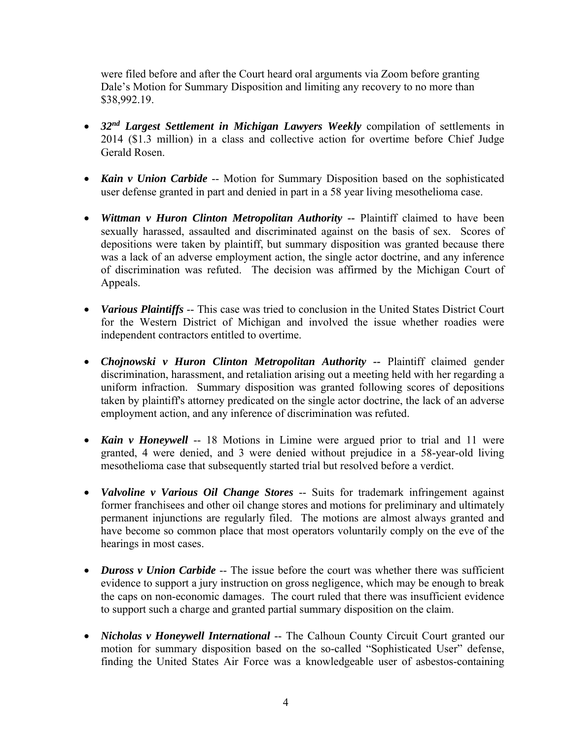were filed before and after the Court heard oral arguments via Zoom before granting Dale's Motion for Summary Disposition and limiting any recovery to no more than $38,992.19.

- ***32nd Largest Settlement in Michigan Lawyers Weekly*** compilation of settlements in 2014 ($1.3 million) in a class and collective action for overtime before Chief Judge Gerald Rosen.

- ***Kain v Union Carbide*** -- Motion for Summary Disposition based on the sophisticated user defense granted in part and denied in part in a 58 year living mesothelioma case.

- ***Wittman v Huron Clinton Metropolitan Authority*** **--** Plaintiff claimed to have been sexually harassed, assaulted and discriminated against on the basis of sex. Scores of depositions were taken by plaintiff, but summary disposition was granted because there was a lack of an adverse employment action, the single actor doctrine, and any inference of discrimination was refuted. The decision was affirmed by the Michigan Court of Appeals.

- ***Various Plaintiffs*** -- This case was tried to conclusion in the United States District Court for the Western District of Michigan and involved the issue whether roadies were independent contractors entitled to overtime.

- ***Chojnowski v Huron Clinton Metropolitan Authority*** **--** Plaintiff claimed gender discrimination, harassment, and retaliation arising out a meeting held with her regarding a uniform infraction. Summary disposition was granted following scores of depositions taken by plaintiff's attorney predicated on the single actor doctrine, the lack of an adverse employment action, and any inference of discrimination was refuted.

- ***Kain v Honeywell*** -- 18 Motions in Limine were argued prior to trial and 11 were granted, 4 were denied, and 3 were denied without prejudice in a 58-year-old living mesothelioma case that subsequently started trial but resolved before a verdict.

- ***Valvoline v Various Oil Change Stores*** -- Suits for trademark infringement against former franchisees and other oil change stores and motions for preliminary and ultimately permanent injunctions are regularly filed. The motions are almost always granted and have become so common place that most operators voluntarily comply on the eve of the hearings in most cases.

- ***Duross v Union Carbide*** -- The issue before the court was whether there was sufficient evidence to support a jury instruction on gross negligence, which may be enough to break the caps on non-economic damages. The court ruled that there was insufficient evidence to support such a charge and granted partial summary disposition on the claim.

- ***Nicholas v Honeywell International*** -- The Calhoun County Circuit Court granted our motion for summary disposition based on the so-called "Sophisticated User" defense, finding the United States Air Force was a knowledgeable user of asbestos-containing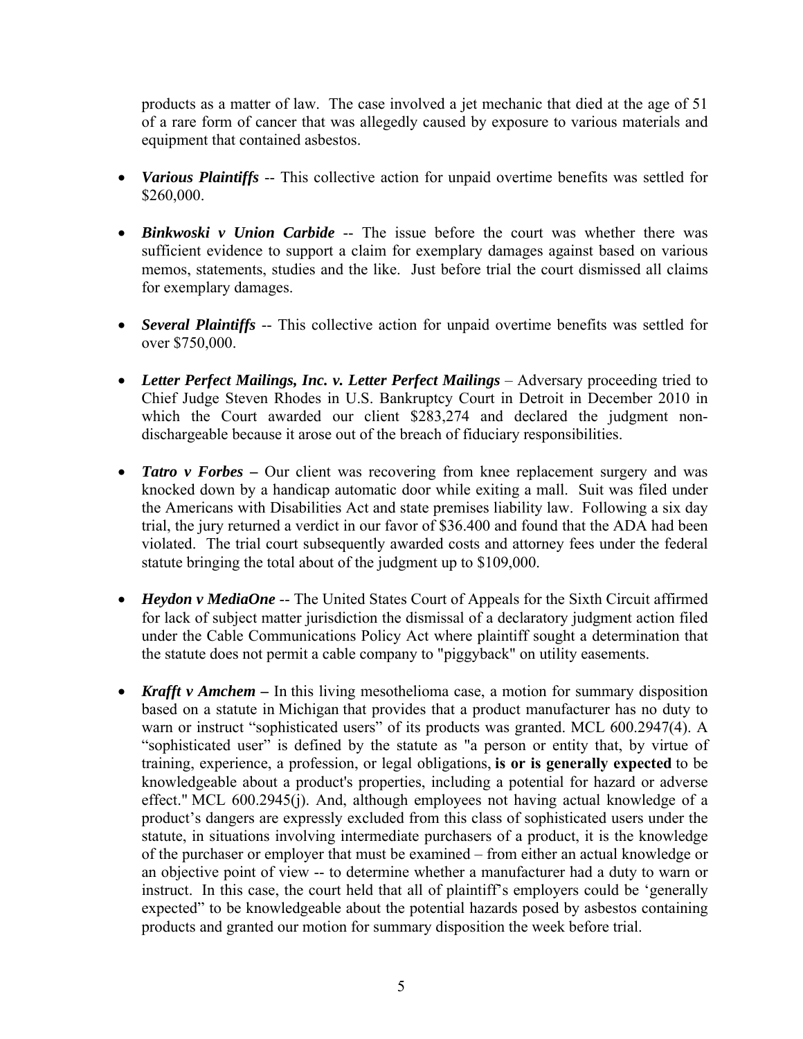products as a matter of law. The case involved a jet mechanic that died at the age of 51 of a rare form of cancer that was allegedly caused by exposure to various materials and equipment that contained asbestos.

- ***Various Plaintiffs*** -- This collective action for unpaid overtime benefits was settled for $260,000.

- ***Binkwoski v Union Carbide*** -- The issue before the court was whether there was sufficient evidence to support a claim for exemplary damages against based on various memos, statements, studies and the like. Just before trial the court dismissed all claims for exemplary damages.

- ***Several Plaintiffs*** -- This collective action for unpaid overtime benefits was settled for over $750,000.

- ***Letter Perfect Mailings, Inc. v. Letter Perfect Mailings*** – Adversary proceeding tried to Chief Judge Steven Rhodes in U.S. Bankruptcy Court in Detroit in December 2010 in which the Court awarded our client $283,274 and declared the judgment non-dischargeable because it arose out of the breach of fiduciary responsibilities.

- ***Tatro v Forbes*** **–** Our client was recovering from knee replacement surgery and was knocked down by a handicap automatic door while exiting a mall. Suit was filed under the Americans with Disabilities Act and state premises liability law. Following a six day trial, the jury returned a verdict in our favor of $36.400 and found that the ADA had been violated. The trial court subsequently awarded costs and attorney fees under the federal statute bringing the total about of the judgment up to $109,000.

- ***Heydon v MediaOne*** -- The United States Court of Appeals for the Sixth Circuit affirmed for lack of subject matter jurisdiction the dismissal of a declaratory judgment action filed under the Cable Communications Policy Act where plaintiff sought a determination that the statute does not permit a cable company to "piggyback" on utility easements.

- ***Krafft v Amchem*** **–** In this living mesothelioma case, a motion for summary disposition based on a statute in Michigan that provides that a product manufacturer has no duty to warn or instruct "sophisticated users" of its products was granted. MCL 600.2947(4). A "sophisticated user" is defined by the statute as "a person or entity that, by virtue of training, experience, a profession, or legal obligations, **is or is generally expected** to be knowledgeable about a product's properties, including a potential for hazard or adverse effect." MCL 600.2945(j). And, although employees not having actual knowledge of a product's dangers are expressly excluded from this class of sophisticated users under the statute, in situations involving intermediate purchasers of a product, it is the knowledge of the purchaser or employer that must be examined – from either an actual knowledge or an objective point of view -- to determine whether a manufacturer had a duty to warn or instruct. In this case, the court held that all of plaintiff's employers could be 'generally expected" to be knowledgeable about the potential hazards posed by asbestos containing products and granted our motion for summary disposition the week before trial.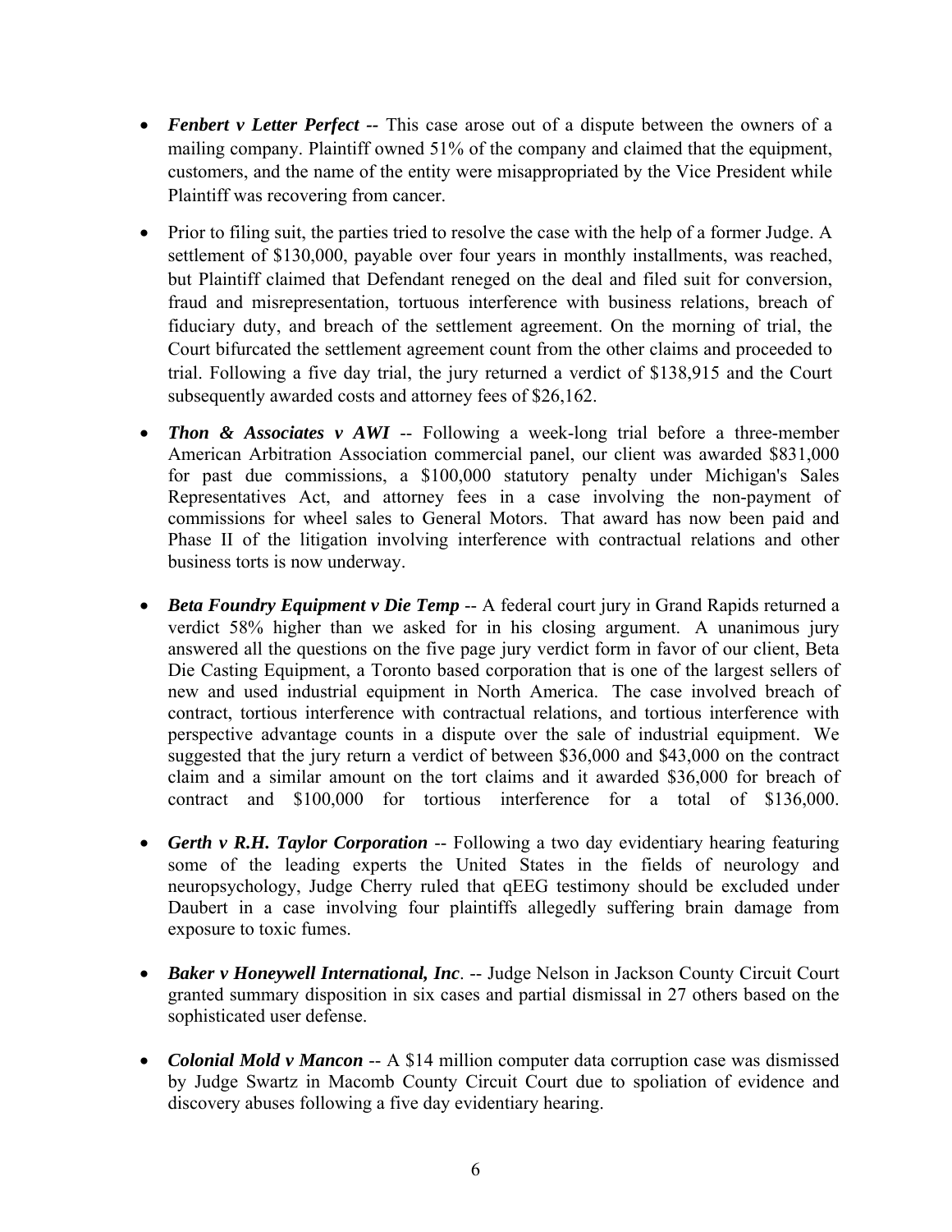- ***Fenbert v Letter Perfect --*** This case arose out of a dispute between the owners of a mailing company. Plaintiff owned 51% of the company and claimed that the equipment, customers, and the name of the entity were misappropriated by the Vice President while Plaintiff was recovering from cancer.

- Prior to filing suit, the parties tried to resolve the case with the help of a former Judge. A settlement of $130,000, payable over four years in monthly installments, was reached, but Plaintiff claimed that Defendant reneged on the deal and filed suit for conversion, fraud and misrepresentation, tortuous interference with business relations, breach of fiduciary duty, and breach of the settlement agreement. On the morning of trial, the Court bifurcated the settlement agreement count from the other claims and proceeded to trial. Following a five day trial, the jury returned a verdict of $138,915 and the Court subsequently awarded costs and attorney fees of $26,162.

- ***Thon & Associates v AWI*** -- Following a week-long trial before a three-member American Arbitration Association commercial panel, our client was awarded $831,000 for past due commissions, a $100,000 statutory penalty under Michigan's Sales Representatives Act, and attorney fees in a case involving the non-payment of commissions for wheel sales to General Motors. That award has now been paid and Phase II of the litigation involving interference with contractual relations and other business torts is now underway.

- ***Beta Foundry Equipment v Die Temp*** -- A federal court jury in Grand Rapids returned a verdict 58% higher than we asked for in his closing argument. A unanimous jury answered all the questions on the five page jury verdict form in favor of our client, Beta Die Casting Equipment, a Toronto based corporation that is one of the largest sellers of new and used industrial equipment in North America. The case involved breach of contract, tortious interference with contractual relations, and tortious interference with perspective advantage counts in a dispute over the sale of industrial equipment. We suggested that the jury return a verdict of between $36,000 and $43,000 on the contract claim and a similar amount on the tort claims and it awarded $36,000 for breach of contract and $100,000 for tortious interference for a total of $136,000.

- ***Gerth v R.H. Taylor Corporation*** -- Following a two day evidentiary hearing featuring some of the leading experts the United States in the fields of neurology and neuropsychology, Judge Cherry ruled that qEEG testimony should be excluded under Daubert in a case involving four plaintiffs allegedly suffering brain damage from exposure to toxic fumes.

- ***Baker v Honeywell International, Inc***. -- Judge Nelson in Jackson County Circuit Court granted summary disposition in six cases and partial dismissal in 27 others based on the sophisticated user defense.

- ***Colonial Mold v Mancon*** -- A $14 million computer data corruption case was dismissed by Judge Swartz in Macomb County Circuit Court due to spoliation of evidence and discovery abuses following a five day evidentiary hearing.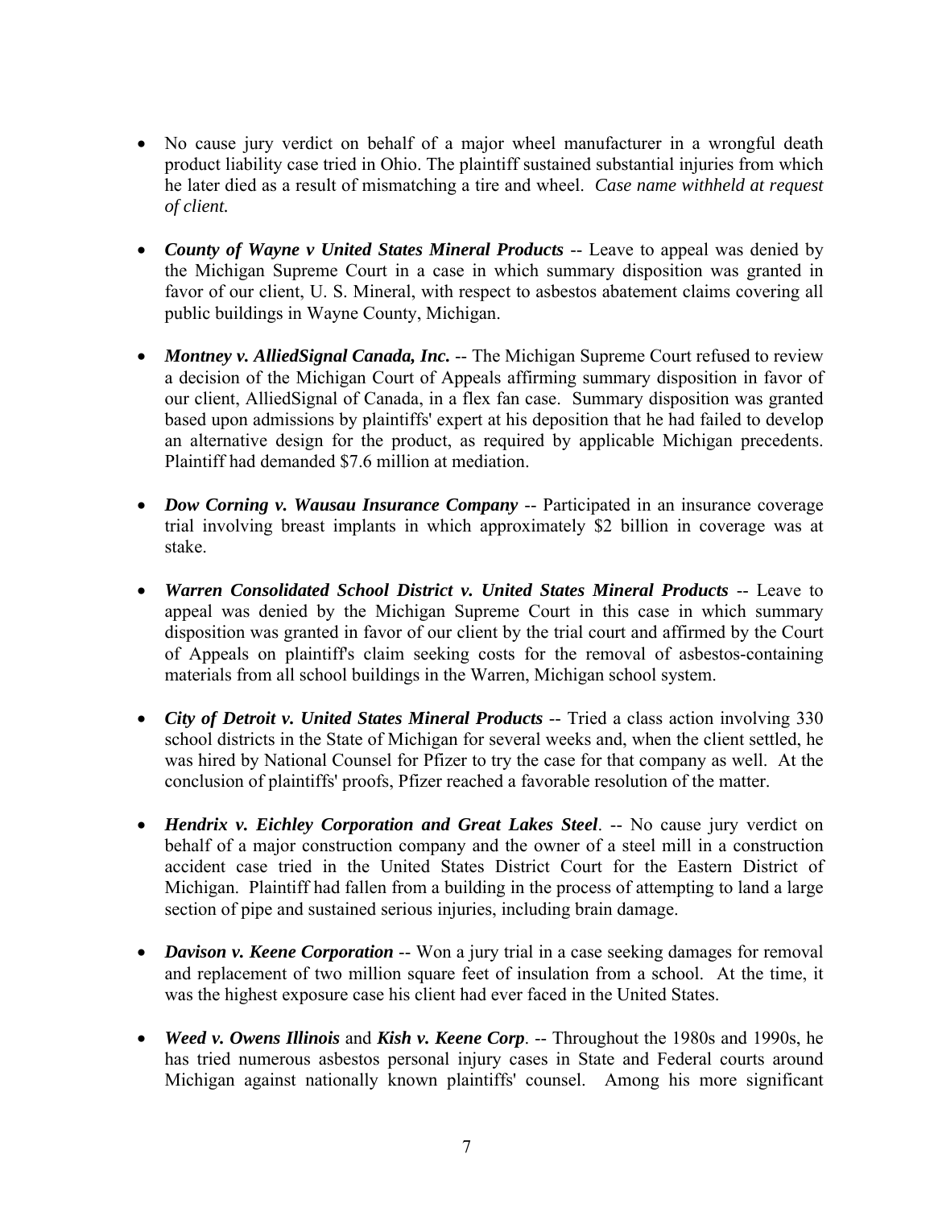- No cause jury verdict on behalf of a major wheel manufacturer in a wrongful death product liability case tried in Ohio. The plaintiff sustained substantial injuries from which he later died as a result of mismatching a tire and wheel. *Case name withheld at request of client.*

- ***County of Wayne v United States Mineral Products*** -- Leave to appeal was denied by the Michigan Supreme Court in a case in which summary disposition was granted in favor of our client, U. S. Mineral, with respect to asbestos abatement claims covering all public buildings in Wayne County, Michigan.

- ***Montney v. AlliedSignal Canada, Inc.*** -- The Michigan Supreme Court refused to review a decision of the Michigan Court of Appeals affirming summary disposition in favor of our client, AlliedSignal of Canada, in a flex fan case. Summary disposition was granted based upon admissions by plaintiffs' expert at his deposition that he had failed to develop an alternative design for the product, as required by applicable Michigan precedents. Plaintiff had demanded $7.6 million at mediation.

- ***Dow Corning v. Wausau Insurance Company*** -- Participated in an insurance coverage trial involving breast implants in which approximately $2 billion in coverage was at stake.

- ***Warren Consolidated School District v. United States Mineral Products*** -- Leave to appeal was denied by the Michigan Supreme Court in this case in which summary disposition was granted in favor of our client by the trial court and affirmed by the Court of Appeals on plaintiff's claim seeking costs for the removal of asbestos-containing materials from all school buildings in the Warren, Michigan school system.

- ***City of Detroit v. United States Mineral Products*** -- Tried a class action involving 330 school districts in the State of Michigan for several weeks and, when the client settled, he was hired by National Counsel for Pfizer to try the case for that company as well. At the conclusion of plaintiffs' proofs, Pfizer reached a favorable resolution of the matter.

- ***Hendrix v. Eichley Corporation and Great Lakes Steel***. -- No cause jury verdict on behalf of a major construction company and the owner of a steel mill in a construction accident case tried in the United States District Court for the Eastern District of Michigan. Plaintiff had fallen from a building in the process of attempting to land a large section of pipe and sustained serious injuries, including brain damage.

- ***Davison v. Keene Corporation*** -- Won a jury trial in a case seeking damages for removal and replacement of two million square feet of insulation from a school. At the time, it was the highest exposure case his client had ever faced in the United States.

- ***Weed v. Owens Illinois*** and ***Kish v. Keene Corp***. -- Throughout the 1980s and 1990s, he has tried numerous asbestos personal injury cases in State and Federal courts around Michigan against nationally known plaintiffs' counsel. Among his more significant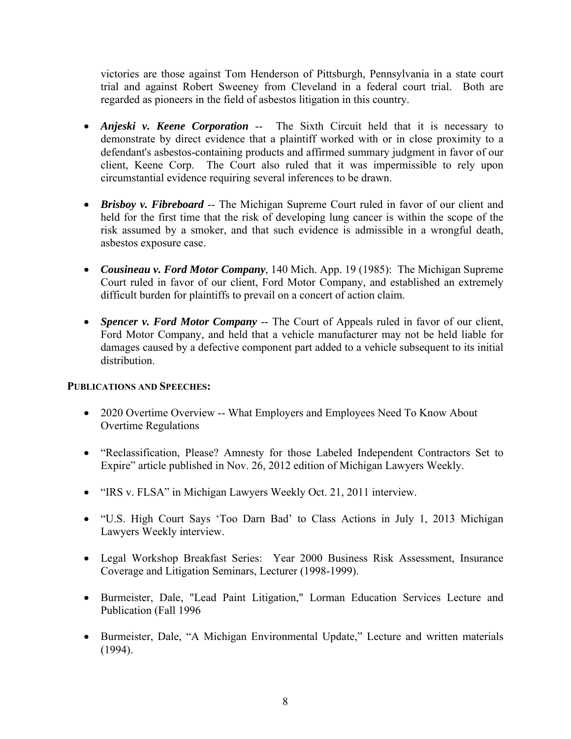victories are those against Tom Henderson of Pittsburgh, Pennsylvania in a state court trial and against Robert Sweeney from Cleveland in a federal court trial. Both are regarded as pioneers in the field of asbestos litigation in this country.

- ***Anjeski v. Keene Corporation*** -- The Sixth Circuit held that it is necessary to demonstrate by direct evidence that a plaintiff worked with or in close proximity to a defendant's asbestos-containing products and affirmed summary judgment in favor of our client, Keene Corp. The Court also ruled that it was impermissible to rely upon circumstantial evidence requiring several inferences to be drawn.

- ***Brisboy v. Fibreboard*** -- The Michigan Supreme Court ruled in favor of our client and held for the first time that the risk of developing lung cancer is within the scope of the risk assumed by a smoker, and that such evidence is admissible in a wrongful death, asbestos exposure case.

- ***Cousineau v. Ford Motor Company***, 140 Mich. App. 19 (1985): The Michigan Supreme Court ruled in favor of our client, Ford Motor Company, and established an extremely difficult burden for plaintiffs to prevail on a concert of action claim.

- ***Spencer v. Ford Motor Company*** -- The Court of Appeals ruled in favor of our client, Ford Motor Company, and held that a vehicle manufacturer may not be held liable for damages caused by a defective component part added to a vehicle subsequent to its initial distribution.

**PUBLICATIONS AND SPEECHES:**

- 2020 Overtime Overview -- What Employers and Employees Need To Know About Overtime Regulations

- "Reclassification, Please? Amnesty for those Labeled Independent Contractors Set to Expire" article published in Nov. 26, 2012 edition of Michigan Lawyers Weekly.

- "IRS v. FLSA" in Michigan Lawyers Weekly Oct. 21, 2011 interview.

- "U.S. High Court Says 'Too Darn Bad' to Class Actions in July 1, 2013 Michigan Lawyers Weekly interview.

- Legal Workshop Breakfast Series: Year 2000 Business Risk Assessment, Insurance Coverage and Litigation Seminars, Lecturer (1998-1999).

- Burmeister, Dale, "Lead Paint Litigation," Lorman Education Services Lecture and Publication (Fall 1996

- Burmeister, Dale, "A Michigan Environmental Update," Lecture and written materials (1994).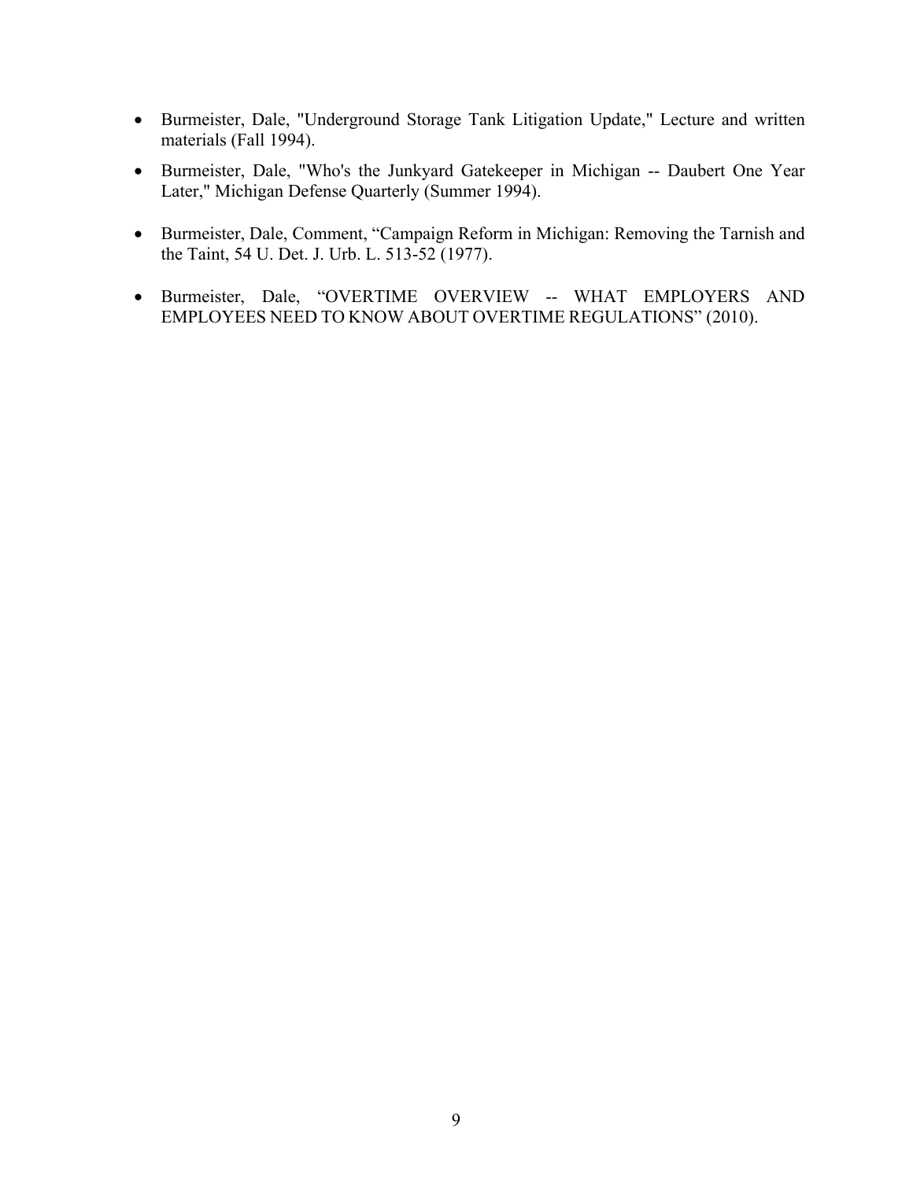- Burmeister, Dale, "Underground Storage Tank Litigation Update," Lecture and written materials (Fall 1994).
- Burmeister, Dale, "Who's the Junkyard Gatekeeper in Michigan -- Daubert One Year Later," Michigan Defense Quarterly (Summer 1994).
- Burmeister, Dale, Comment, "Campaign Reform in Michigan: Removing the Tarnish and the Taint, 54 U. Det. J. Urb. L. 513-52 (1977).
- Burmeister, Dale, "OVERTIME OVERVIEW -- WHAT EMPLOYERS AND EMPLOYEES NEED TO KNOW ABOUT OVERTIME REGULATIONS" (2010).